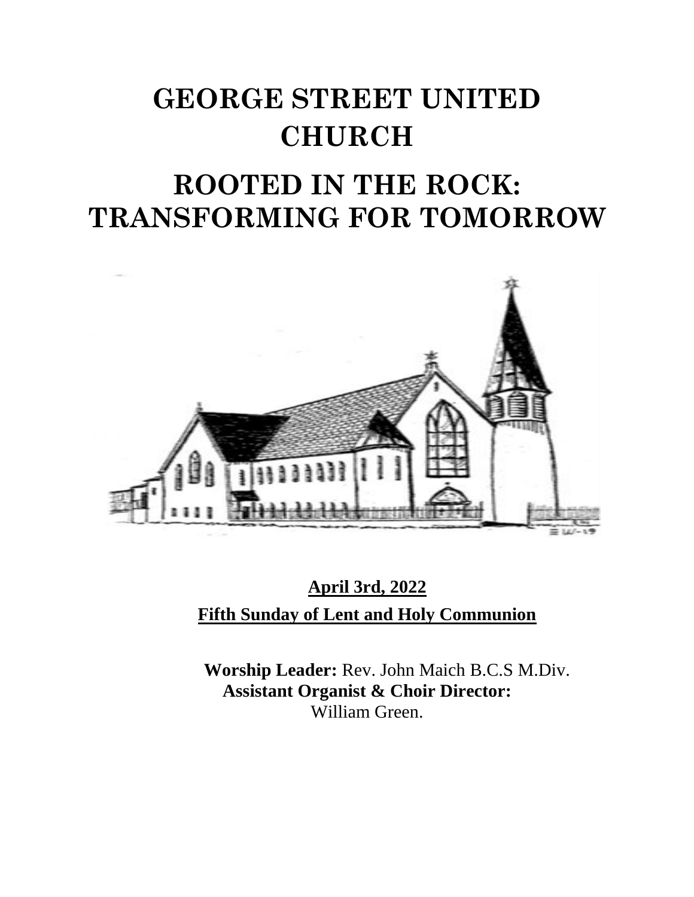# GEORGE STREET UNITED CHURCH

# ROOTED IN THE ROCK: TRANSFORMING FOR TOMORROW

**April 3rd, 2022**

**Fifth Sunday of Lent and Holy Communion**

**Worship Leader:** Rev. John Maich B.C.S M.Div.

**Assistant Organist & Choir Director:** William Green.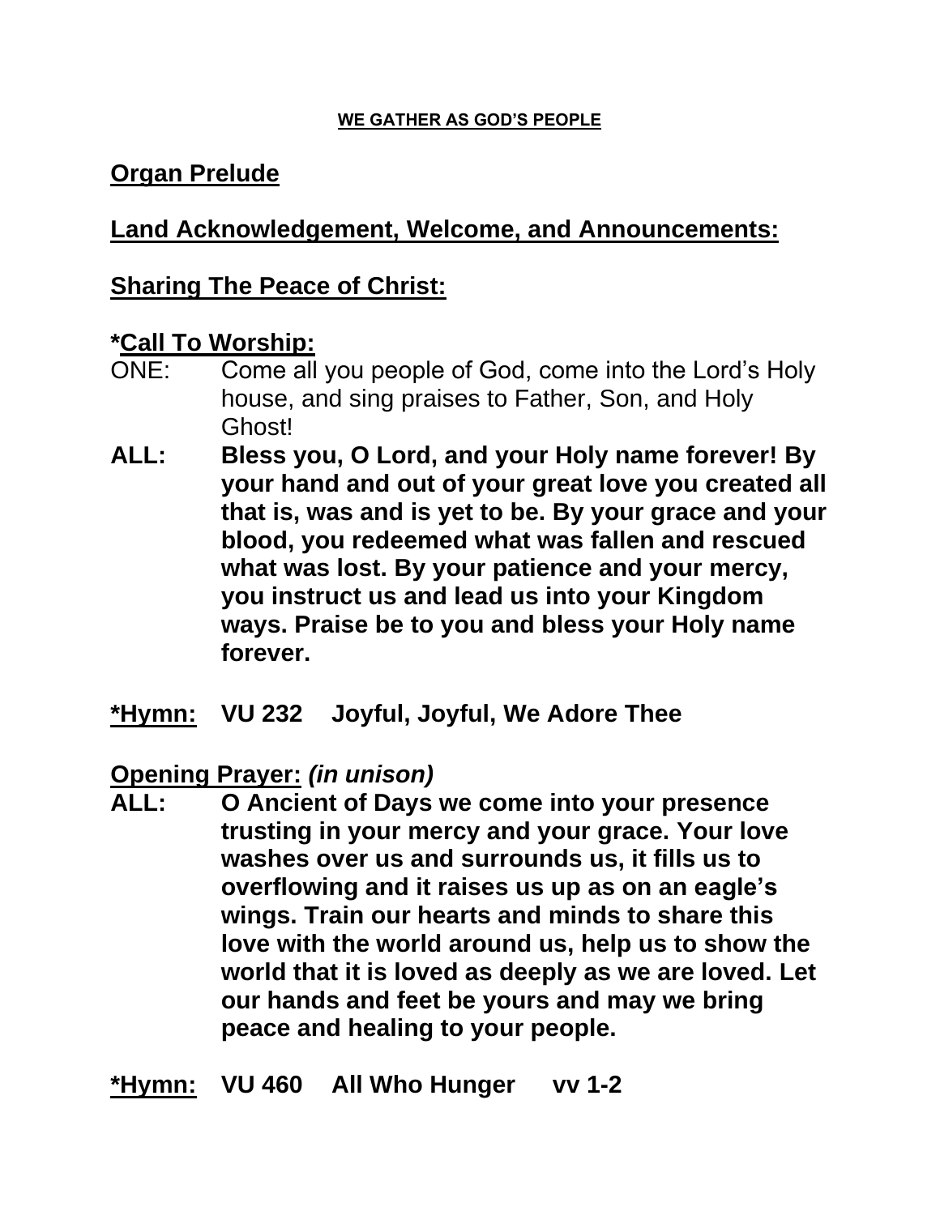**WE GATHER AS GOD'S PEOPLE**

**Organ Prelude**

**Land Acknowledgement, Welcome, and Announcements:**

**Sharing The Peace of Christ:**

**\*Call To Worship:**

ONE: Come all you people of God, come into the Lord's Holy house, and sing praises to Father, Son, and Holy Ghost!

**ALL: Bless you, O Lord, and your Holy name forever! By your hand and out of your great love you created all that is, was and is yet to be. By your grace and your blood, you redeemed what was fallen and rescued what was lost. By your patience and your mercy, you instruct us and lead us into your Kingdom ways. Praise be to you and bless your Holy name forever.**

**\*Hymn: VU 232 Joyful, Joyful, We Adore Thee**

**Opening Prayer:** ***(in unison)***

**ALL: O Ancient of Days we come into your presence trusting in your mercy and your grace. Your love washes over us and surrounds us, it fills us to overflowing and it raises us up as on an eagle's wings. Train our hearts and minds to share this love with the world around us, help us to show the world that it is loved as deeply as we are loved. Let our hands and feet be yours and may we bring peace and healing to your people.**

**\*Hymn: VU 460 All Who Hunger vv 1-2**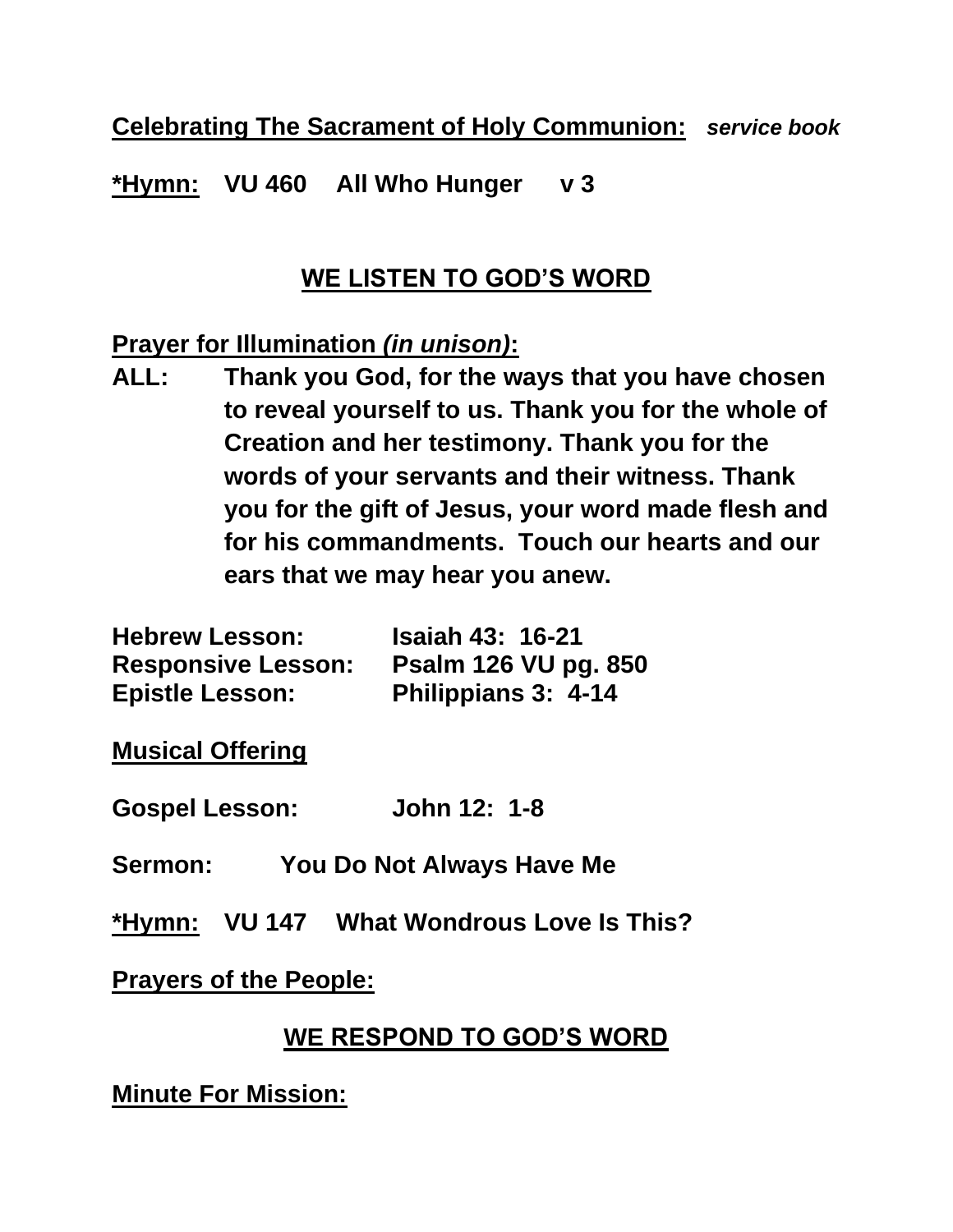**<u>Celebrating The Sacrament of Holy Communion:</u>** ***service book***

**<u>*Hymn:</u> VU 460 All Who Hunger v 3**

## <u>WE LISTEN TO GOD'S WORD</u>

**<u>Prayer for Illumination *(in unison)*</u>:**

**ALL: Thank you God, for the ways that you have chosen to reveal yourself to us. Thank you for the whole of Creation and her testimony. Thank you for the words of your servants and their witness. Thank you for the gift of Jesus, your word made flesh and for his commandments. Touch our hearts and our ears that we may hear you anew.**

**Hebrew Lesson: Isaiah 43: 16-21**
**Responsive Lesson: Psalm 126 VU pg. 850**
**Epistle Lesson: Philippians 3: 4-14**

**<u>Musical Offering</u>**

**Gospel Lesson: John 12: 1-8**

**Sermon: You Do Not Always Have Me**

**<u>*Hymn:</u> VU 147 What Wondrous Love Is This?**

**<u>Prayers of the People:</u>**

## <u>WE RESPOND TO GOD'S WORD</u>

**<u>Minute For Mission:</u>**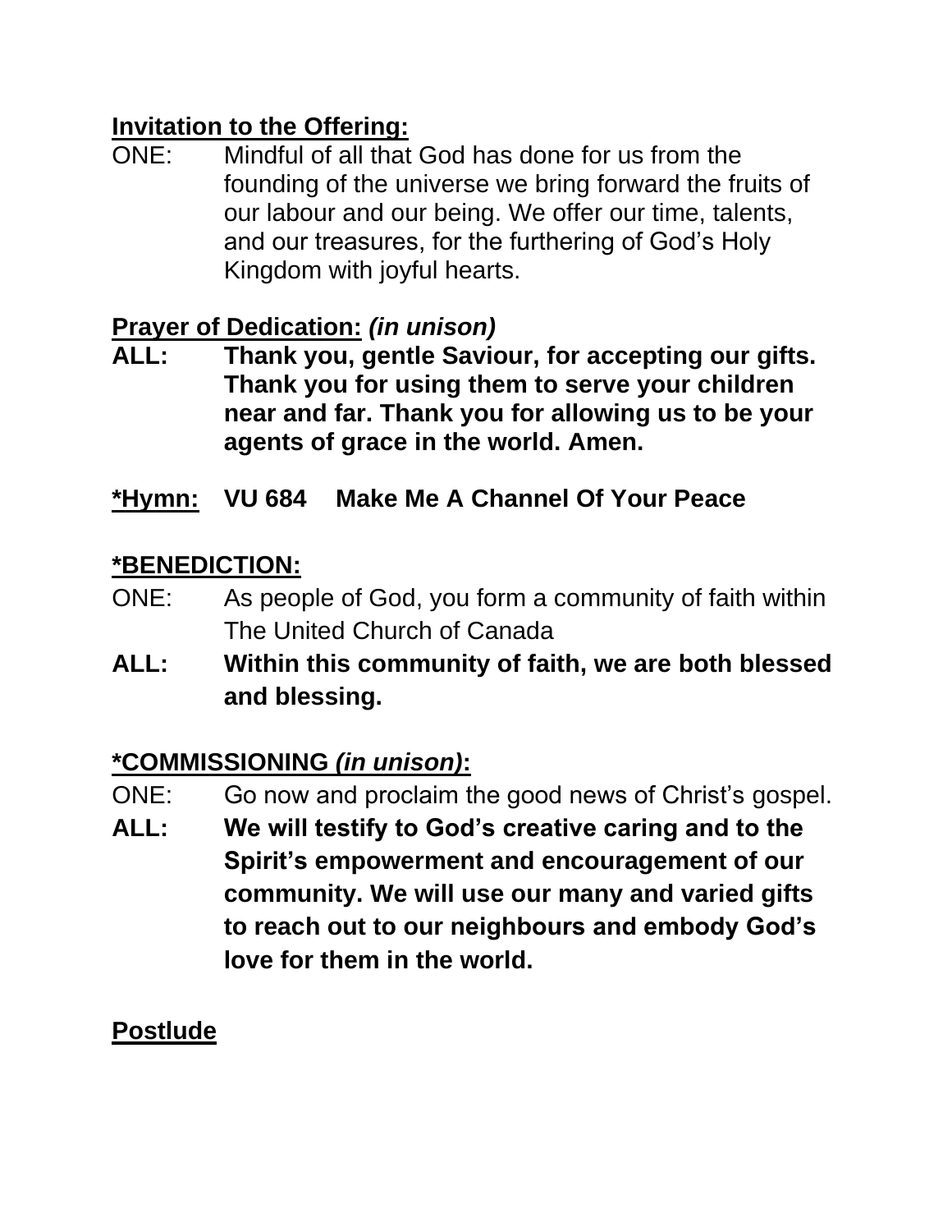**Invitation to the Offering:**

ONE: Mindful of all that God has done for us from the founding of the universe we bring forward the fruits of our labour and our being. We offer our time, talents, and our treasures, for the furthering of God's Holy Kingdom with joyful hearts.

**Prayer of Dedication:** ***(in unison)***

**ALL: Thank you, gentle Saviour, for accepting our gifts. Thank you for using them to serve your children near and far. Thank you for allowing us to be your agents of grace in the world. Amen.**

**\*Hymn: VU 684 Make Me A Channel Of Your Peace**

**\*BENEDICTION:**

ONE: As people of God, you form a community of faith within The United Church of Canada

**ALL: Within this community of faith, we are both blessed and blessing.**

**\*COMMISSIONING *(in unison)*:**

ONE: Go now and proclaim the good news of Christ's gospel.

**ALL: We will testify to God's creative caring and to the Spirit's empowerment and encouragement of our community. We will use our many and varied gifts to reach out to our neighbours and embody God's love for them in the world.**

**Postlude**